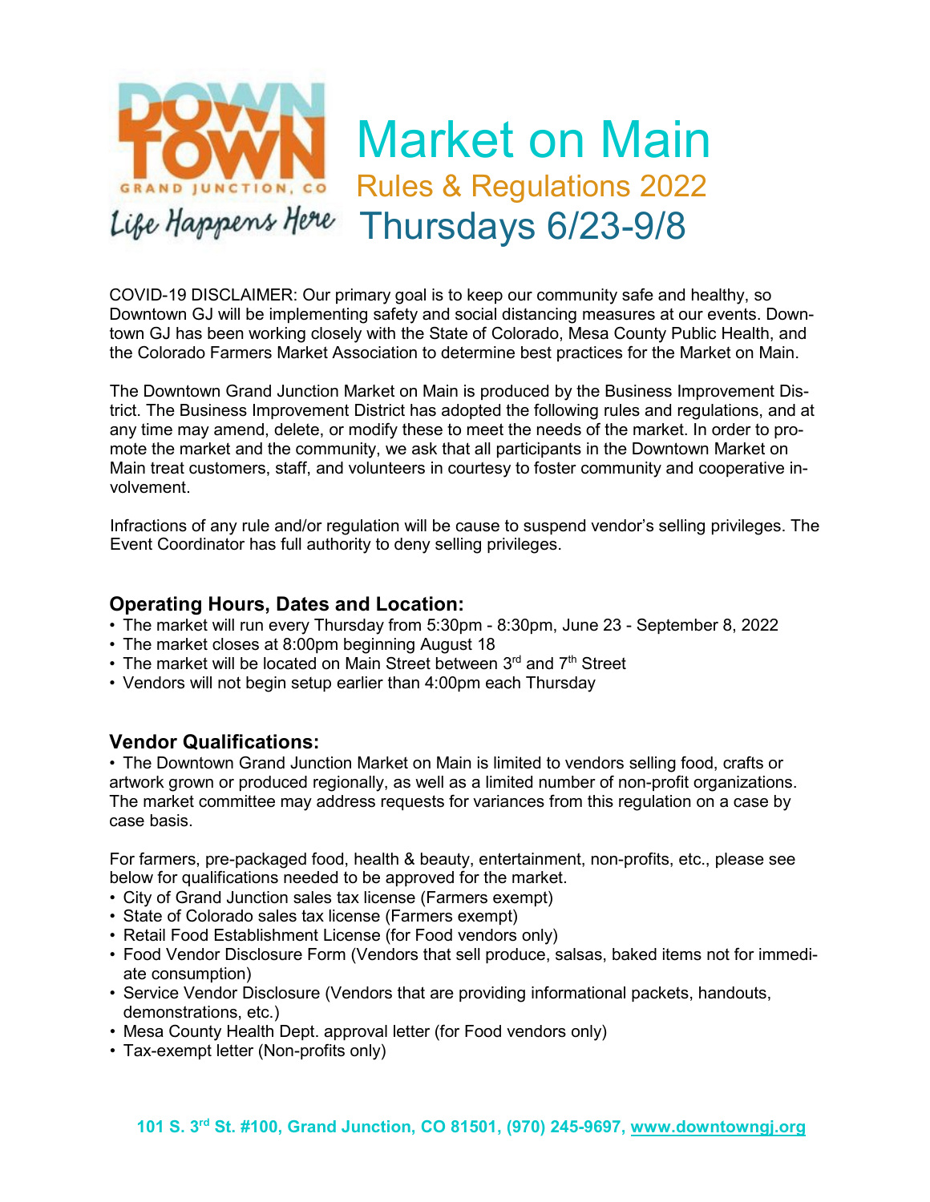# Market on Main

## Rules & Regulations 2022

## Thursdays 6/23-9/8

COVID-19 DISCLAIMER: Our primary goal is to keep our community safe and healthy, so Downtown GJ will be implementing safety and social distancing measures at our events. Downtown GJ has been working closely with the State of Colorado, Mesa County Public Health, and the Colorado Farmers Market Association to determine best practices for the Market on Main.

The Downtown Grand Junction Market on Main is produced by the Business Improvement District. The Business Improvement District has adopted the following rules and regulations, and at any time may amend, delete, or modify these to meet the needs of the market. In order to promote the market and the community, we ask that all participants in the Downtown Market on Main treat customers, staff, and volunteers in courtesy to foster community and cooperative involvement.

Infractions of any rule and/or regulation will be cause to suspend vendor's selling privileges. The Event Coordinator has full authority to deny selling privileges.

### Operating Hours, Dates and Location:

- The market will run every Thursday from 5:30pm - 8:30pm, June 23 - September 8, 2022
- The market closes at 8:00pm beginning August 18
- The market will be located on Main Street between 3rd and 7th Street
- Vendors will not begin setup earlier than 4:00pm each Thursday

### Vendor Qualifications:

- The Downtown Grand Junction Market on Main is limited to vendors selling food, crafts or artwork grown or produced regionally, as well as a limited number of non-profit organizations. The market committee may address requests for variances from this regulation on a case by case basis.

For farmers, pre-packaged food, health & beauty, entertainment, non-profits, etc., please see below for qualifications needed to be approved for the market.

- City of Grand Junction sales tax license (Farmers exempt)
- State of Colorado sales tax license (Farmers exempt)
- Retail Food Establishment License (for Food vendors only)
- Food Vendor Disclosure Form (Vendors that sell produce, salsas, baked items not for immediate consumption)
- Service Vendor Disclosure (Vendors that are providing informational packets, handouts, demonstrations, etc.)
- Mesa County Health Dept. approval letter (for Food vendors only)
- Tax-exempt letter (Non-profits only)

101 S. 3rd St. #100, Grand Junction, CO 81501, (970) 245-9697, www.downtowngj.org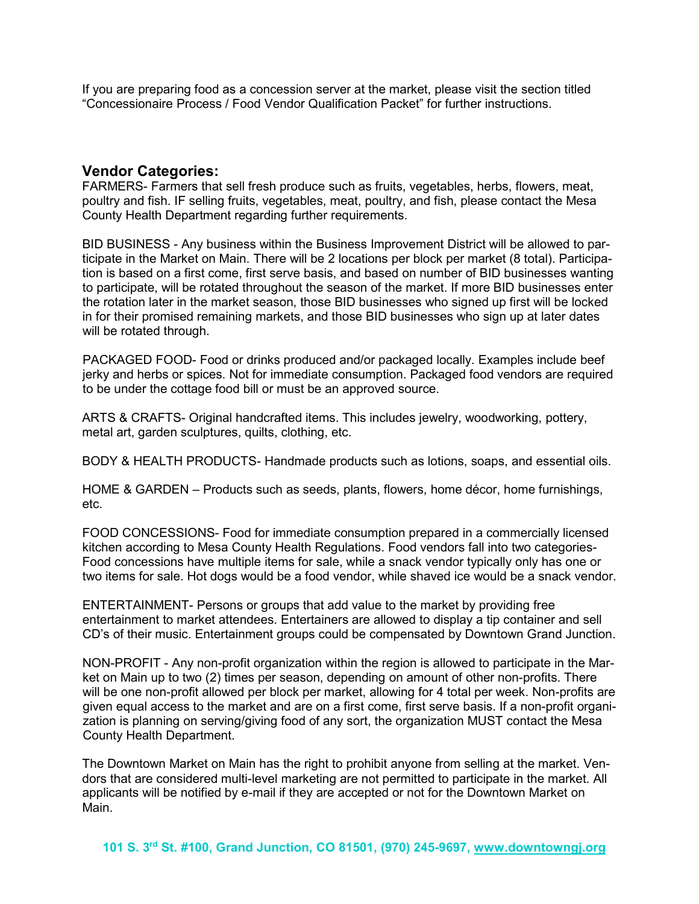If you are preparing food as a concession server at the market, please visit the section titled "Concessionaire Process / Food Vendor Qualification Packet" for further instructions.

### Vendor Categories:

FARMERS- Farmers that sell fresh produce such as fruits, vegetables, herbs, flowers, meat, poultry and fish. IF selling fruits, vegetables, meat, poultry, and fish, please contact the Mesa County Health Department regarding further requirements.

BID BUSINESS - Any business within the Business Improvement District will be allowed to participate in the Market on Main. There will be 2 locations per block per market (8 total). Participation is based on a first come, first serve basis, and based on number of BID businesses wanting to participate, will be rotated throughout the season of the market. If more BID businesses enter the rotation later in the market season, those BID businesses who signed up first will be locked in for their promised remaining markets, and those BID businesses who sign up at later dates will be rotated through.

PACKAGED FOOD- Food or drinks produced and/or packaged locally. Examples include beef jerky and herbs or spices. Not for immediate consumption. Packaged food vendors are required to be under the cottage food bill or must be an approved source.

ARTS & CRAFTS- Original handcrafted items. This includes jewelry, woodworking, pottery, metal art, garden sculptures, quilts, clothing, etc.

BODY & HEALTH PRODUCTS- Handmade products such as lotions, soaps, and essential oils.

HOME & GARDEN – Products such as seeds, plants, flowers, home décor, home furnishings, etc.

FOOD CONCESSIONS- Food for immediate consumption prepared in a commercially licensed kitchen according to Mesa County Health Regulations. Food vendors fall into two categories- Food concessions have multiple items for sale, while a snack vendor typically only has one or two items for sale. Hot dogs would be a food vendor, while shaved ice would be a snack vendor.

ENTERTAINMENT- Persons or groups that add value to the market by providing free entertainment to market attendees. Entertainers are allowed to display a tip container and sell CD's of their music. Entertainment groups could be compensated by Downtown Grand Junction.

NON-PROFIT - Any non-profit organization within the region is allowed to participate in the Market on Main up to two (2) times per season, depending on amount of other non-profits. There will be one non-profit allowed per block per market, allowing for 4 total per week. Non-profits are given equal access to the market and are on a first come, first serve basis. If a non-profit organization is planning on serving/giving food of any sort, the organization MUST contact the Mesa County Health Department.

The Downtown Market on Main has the right to prohibit anyone from selling at the market. Vendors that are considered multi-level marketing are not permitted to participate in the market. All applicants will be notified by e-mail if they are accepted or not for the Downtown Market on Main.

**101 S. 3rd St. #100, Grand Junction, CO 81501, (970) 245-9697, www.downtowngj.org**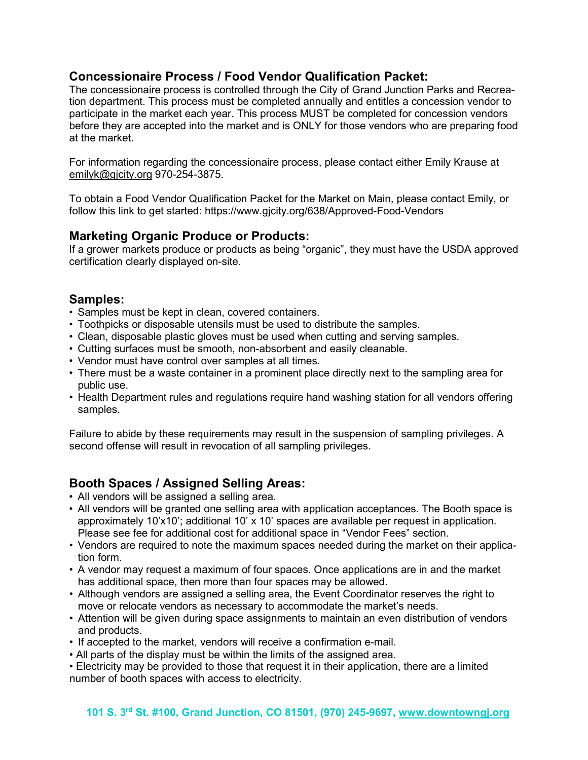## Concessionaire Process / Food Vendor Qualification Packet:

The concessionaire process is controlled through the City of Grand Junction Parks and Recreation department. This process must be completed annually and entitles a concession vendor to participate in the market each year. This process MUST be completed for concession vendors before they are accepted into the market and is ONLY for those vendors who are preparing food at the market.

For information regarding the concessionaire process, please contact either Emily Krause at emilyk@gjcity.org 970-254-3875.

To obtain a Food Vendor Qualification Packet for the Market on Main, please contact Emily, or follow this link to get started: https://www.gjcity.org/638/Approved-Food-Vendors

## Marketing Organic Produce or Products:

If a grower markets produce or products as being "organic", they must have the USDA approved certification clearly displayed on-site.

## Samples:

- Samples must be kept in clean, covered containers.
- Toothpicks or disposable utensils must be used to distribute the samples.
- Clean, disposable plastic gloves must be used when cutting and serving samples.
- Cutting surfaces must be smooth, non-absorbent and easily cleanable.
- Vendor must have control over samples at all times.
- There must be a waste container in a prominent place directly next to the sampling area for public use.
- Health Department rules and regulations require hand washing station for all vendors offering samples.

Failure to abide by these requirements may result in the suspension of sampling privileges. A second offense will result in revocation of all sampling privileges.

## Booth Spaces / Assigned Selling Areas:

- All vendors will be assigned a selling area.
- All vendors will be granted one selling area with application acceptances. The Booth space is approximately 10'x10'; additional 10' x 10' spaces are available per request in application. Please see fee for additional cost for additional space in "Vendor Fees" section.
- Vendors are required to note the maximum spaces needed during the market on their application form.
- A vendor may request a maximum of four spaces. Once applications are in and the market has additional space, then more than four spaces may be allowed.
- Although vendors are assigned a selling area, the Event Coordinator reserves the right to move or relocate vendors as necessary to accommodate the market's needs.
- Attention will be given during space assignments to maintain an even distribution of vendors and products.
- If accepted to the market, vendors will receive a confirmation e-mail.
- All parts of the display must be within the limits of the assigned area.
- Electricity may be provided to those that request it in their application, there are a limited number of booth spaces with access to electricity.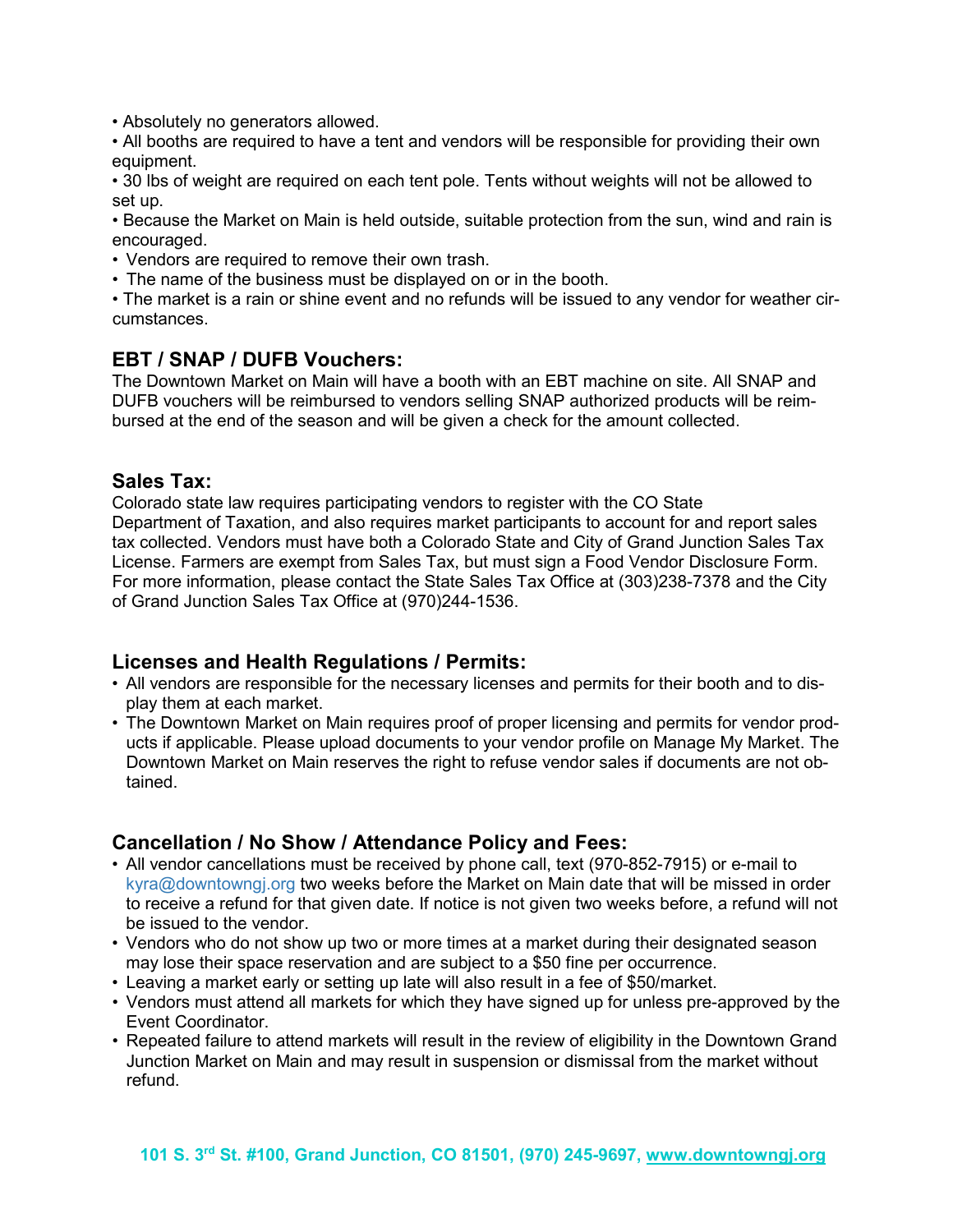- Absolutely no generators allowed.
- All booths are required to have a tent and vendors will be responsible for providing their own equipment.
- 30 lbs of weight are required on each tent pole. Tents without weights will not be allowed to set up.
- Because the Market on Main is held outside, suitable protection from the sun, wind and rain is encouraged.
- Vendors are required to remove their own trash.
- The name of the business must be displayed on or in the booth.
- The market is a rain or shine event and no refunds will be issued to any vendor for weather circumstances.

## EBT / SNAP / DUFB Vouchers:

The Downtown Market on Main will have a booth with an EBT machine on site. All SNAP and DUFB vouchers will be reimbursed to vendors selling SNAP authorized products will be reimbursed at the end of the season and will be given a check for the amount collected.

## Sales Tax:

Colorado state law requires participating vendors to register with the CO State Department of Taxation, and also requires market participants to account for and report sales tax collected. Vendors must have both a Colorado State and City of Grand Junction Sales Tax License. Farmers are exempt from Sales Tax, but must sign a Food Vendor Disclosure Form. For more information, please contact the State Sales Tax Office at (303)238-7378 and the City of Grand Junction Sales Tax Office at (970)244-1536.

## Licenses and Health Regulations / Permits:

- All vendors are responsible for the necessary licenses and permits for their booth and to display them at each market.
- The Downtown Market on Main requires proof of proper licensing and permits for vendor products if applicable. Please upload documents to your vendor profile on Manage My Market. The Downtown Market on Main reserves the right to refuse vendor sales if documents are not obtained.

## Cancellation / No Show / Attendance Policy and Fees:

- All vendor cancellations must be received by phone call, text (970-852-7915) or e-mail to kyra@downtowngj.org two weeks before the Market on Main date that will be missed in order to receive a refund for that given date. If notice is not given two weeks before, a refund will not be issued to the vendor.
- Vendors who do not show up two or more times at a market during their designated season may lose their space reservation and are subject to a $50 fine per occurrence.
- Leaving a market early or setting up late will also result in a fee of $50/market.
- Vendors must attend all markets for which they have signed up for unless pre-approved by the Event Coordinator.
- Repeated failure to attend markets will result in the review of eligibility in the Downtown Grand Junction Market on Main and may result in suspension or dismissal from the market without refund.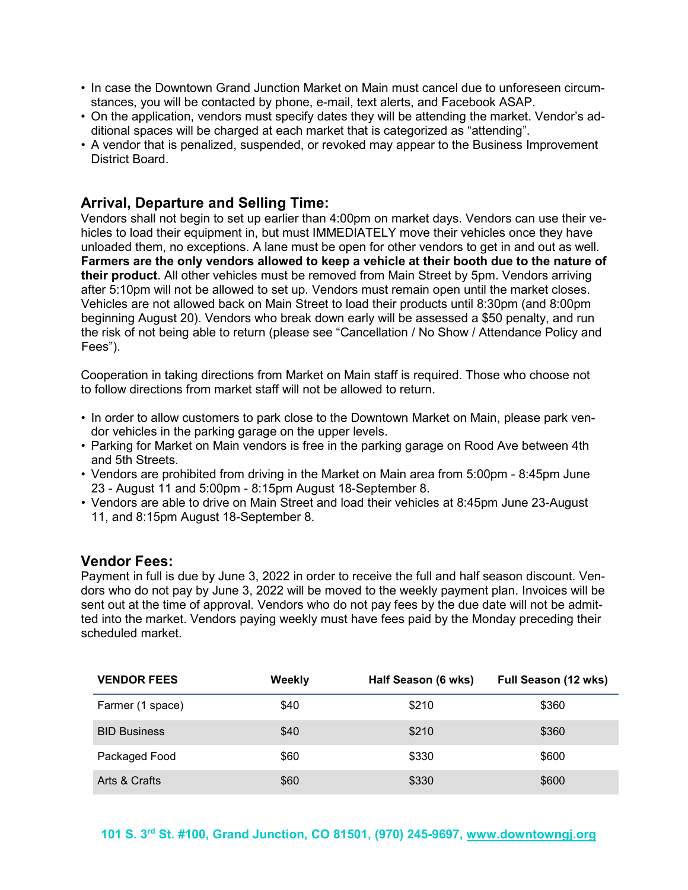- In case the Downtown Grand Junction Market on Main must cancel due to unforeseen circumstances, you will be contacted by phone, e-mail, text alerts, and Facebook ASAP.
- On the application, vendors must specify dates they will be attending the market. Vendor's additional spaces will be charged at each market that is categorized as "attending".
- A vendor that is penalized, suspended, or revoked may appear to the Business Improvement District Board.

## Arrival, Departure and Selling Time:

Vendors shall not begin to set up earlier than 4:00pm on market days. Vendors can use their vehicles to load their equipment in, but must IMMEDIATELY move their vehicles once they have unloaded them, no exceptions. A lane must be open for other vendors to get in and out as well. **Farmers are the only vendors allowed to keep a vehicle at their booth due to the nature of their product**. All other vehicles must be removed from Main Street by 5pm. Vendors arriving after 5:10pm will not be allowed to set up. Vendors must remain open until the market closes. Vehicles are not allowed back on Main Street to load their products until 8:30pm (and 8:00pm beginning August 20). Vendors who break down early will be assessed a $50 penalty, and run the risk of not being able to return (please see "Cancellation / No Show / Attendance Policy and Fees").

Cooperation in taking directions from Market on Main staff is required. Those who choose not to follow directions from market staff will not be allowed to return.

- In order to allow customers to park close to the Downtown Market on Main, please park vendor vehicles in the parking garage on the upper levels.
- Parking for Market on Main vendors is free in the parking garage on Rood Ave between 4th and 5th Streets.
- Vendors are prohibited from driving in the Market on Main area from 5:00pm - 8:45pm June 23 - August 11 and 5:00pm - 8:15pm August 18-September 8.
- Vendors are able to drive on Main Street and load their vehicles at 8:45pm June 23-August 11, and 8:15pm August 18-September 8.

## Vendor Fees:

Payment in full is due by June 3, 2022 in order to receive the full and half season discount. Vendors who do not pay by June 3, 2022 will be moved to the weekly payment plan. Invoices will be sent out at the time of approval. Vendors who do not pay fees by the due date will not be admitted into the market. Vendors paying weekly must have fees paid by the Monday preceding their scheduled market.

| VENDOR FEES | Weekly | Half Season (6 wks) | Full Season (12 wks) |
|---|---|---|---|
| Farmer (1 space) | $40 | $210 | $360 |
| BID Business | $40 | $210 | $360 |
| Packaged Food | $60 | $330 | $600 |
| Arts & Crafts | $60 | $330 | $600 |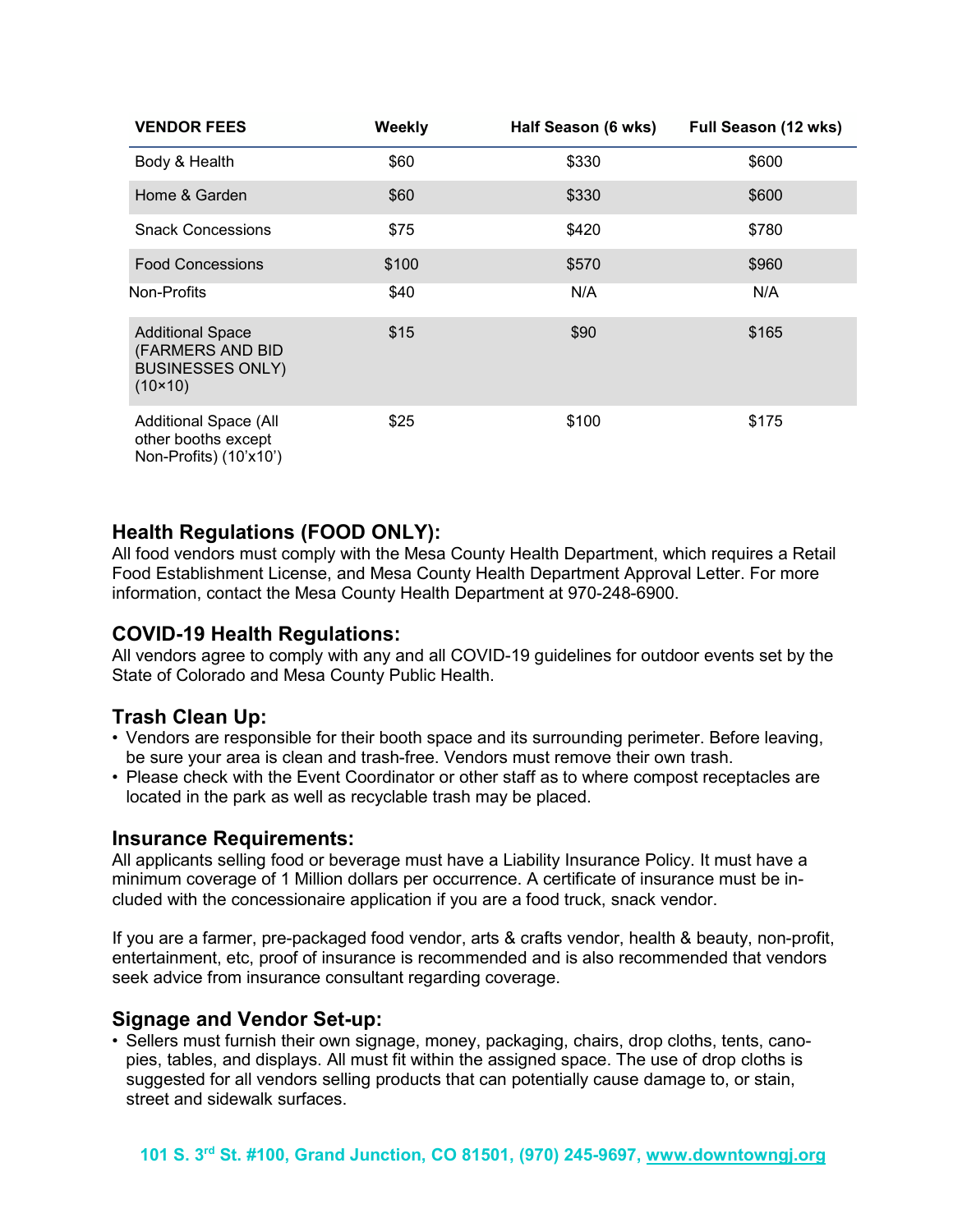| VENDOR FEES | Weekly | Half Season (6 wks) | Full Season (12 wks) |
|---|---|---|---|
| Body & Health | $60 | $330 | $600 |
| Home & Garden | $60 | $330 | $600 |
| Snack Concessions | $75 | $420 | $780 |
| Food Concessions | $100 | $570 | $960 |
| Non-Profits | $40 | N/A | N/A |
| Additional Space (FARMERS AND BID BUSINESSES ONLY) (10×10) | $15 | $90 | $165 |
| Additional Space (All other booths except Non-Profits) (10'x10') | $25 | $100 | $175 |

## Health Regulations (FOOD ONLY):

All food vendors must comply with the Mesa County Health Department, which requires a Retail Food Establishment License, and Mesa County Health Department Approval Letter. For more information, contact the Mesa County Health Department at 970-248-6900.

## COVID-19 Health Regulations:

All vendors agree to comply with any and all COVID-19 guidelines for outdoor events set by the State of Colorado and Mesa County Public Health.

## Trash Clean Up:

- Vendors are responsible for their booth space and its surrounding perimeter. Before leaving, be sure your area is clean and trash-free. Vendors must remove their own trash.
- Please check with the Event Coordinator or other staff as to where compost receptacles are located in the park as well as recyclable trash may be placed.

## Insurance Requirements:

All applicants selling food or beverage must have a Liability Insurance Policy. It must have a minimum coverage of 1 Million dollars per occurrence. A certificate of insurance must be included with the concessionaire application if you are a food truck, snack vendor.

If you are a farmer, pre-packaged food vendor, arts & crafts vendor, health & beauty, non-profit, entertainment, etc, proof of insurance is recommended and is also recommended that vendors seek advice from insurance consultant regarding coverage.

## Signage and Vendor Set-up:

- Sellers must furnish their own signage, money, packaging, chairs, drop cloths, tents, canopies, tables, and displays. All must fit within the assigned space. The use of drop cloths is suggested for all vendors selling products that can potentially cause damage to, or stain, street and sidewalk surfaces.

**101 S. 3rd St. #100, Grand Junction, CO 81501, (970) 245-9697, www.downtowngj.org**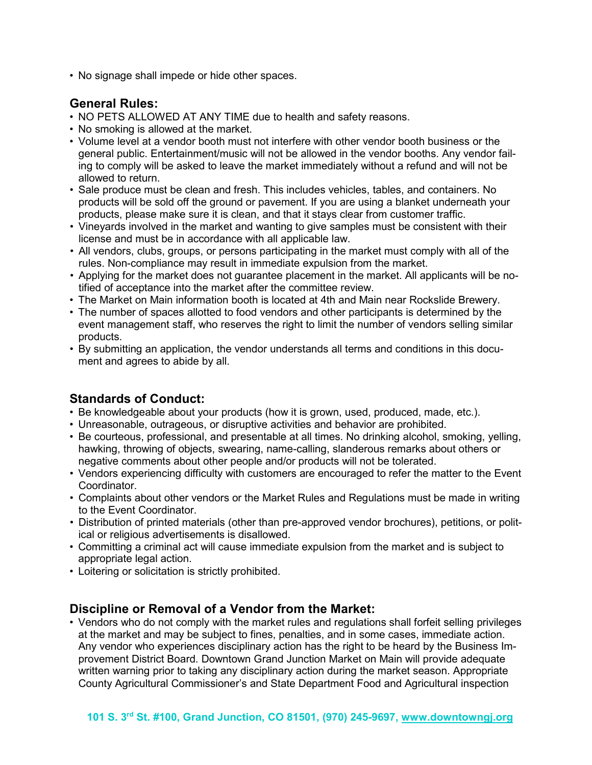- No signage shall impede or hide other spaces.

## General Rules:

- NO PETS ALLOWED AT ANY TIME due to health and safety reasons.
- No smoking is allowed at the market.
- Volume level at a vendor booth must not interfere with other vendor booth business or the general public. Entertainment/music will not be allowed in the vendor booths. Any vendor failing to comply will be asked to leave the market immediately without a refund and will not be allowed to return.
- Sale produce must be clean and fresh. This includes vehicles, tables, and containers. No products will be sold off the ground or pavement. If you are using a blanket underneath your products, please make sure it is clean, and that it stays clear from customer traffic.
- Vineyards involved in the market and wanting to give samples must be consistent with their license and must be in accordance with all applicable law.
- All vendors, clubs, groups, or persons participating in the market must comply with all of the rules. Non-compliance may result in immediate expulsion from the market.
- Applying for the market does not guarantee placement in the market. All applicants will be notified of acceptance into the market after the committee review.
- The Market on Main information booth is located at 4th and Main near Rockslide Brewery.
- The number of spaces allotted to food vendors and other participants is determined by the event management staff, who reserves the right to limit the number of vendors selling similar products.
- By submitting an application, the vendor understands all terms and conditions in this document and agrees to abide by all.

## Standards of Conduct:

- Be knowledgeable about your products (how it is grown, used, produced, made, etc.).
- Unreasonable, outrageous, or disruptive activities and behavior are prohibited.
- Be courteous, professional, and presentable at all times. No drinking alcohol, smoking, yelling, hawking, throwing of objects, swearing, name-calling, slanderous remarks about others or negative comments about other people and/or products will not be tolerated.
- Vendors experiencing difficulty with customers are encouraged to refer the matter to the Event Coordinator.
- Complaints about other vendors or the Market Rules and Regulations must be made in writing to the Event Coordinator.
- Distribution of printed materials (other than pre-approved vendor brochures), petitions, or political or religious advertisements is disallowed.
- Committing a criminal act will cause immediate expulsion from the market and is subject to appropriate legal action.
- Loitering or solicitation is strictly prohibited.

## Discipline or Removal of a Vendor from the Market:

- Vendors who do not comply with the market rules and regulations shall forfeit selling privileges at the market and may be subject to fines, penalties, and in some cases, immediate action. Any vendor who experiences disciplinary action has the right to be heard by the Business Improvement District Board. Downtown Grand Junction Market on Main will provide adequate written warning prior to taking any disciplinary action during the market season. Appropriate County Agricultural Commissioner's and State Department Food and Agricultural inspection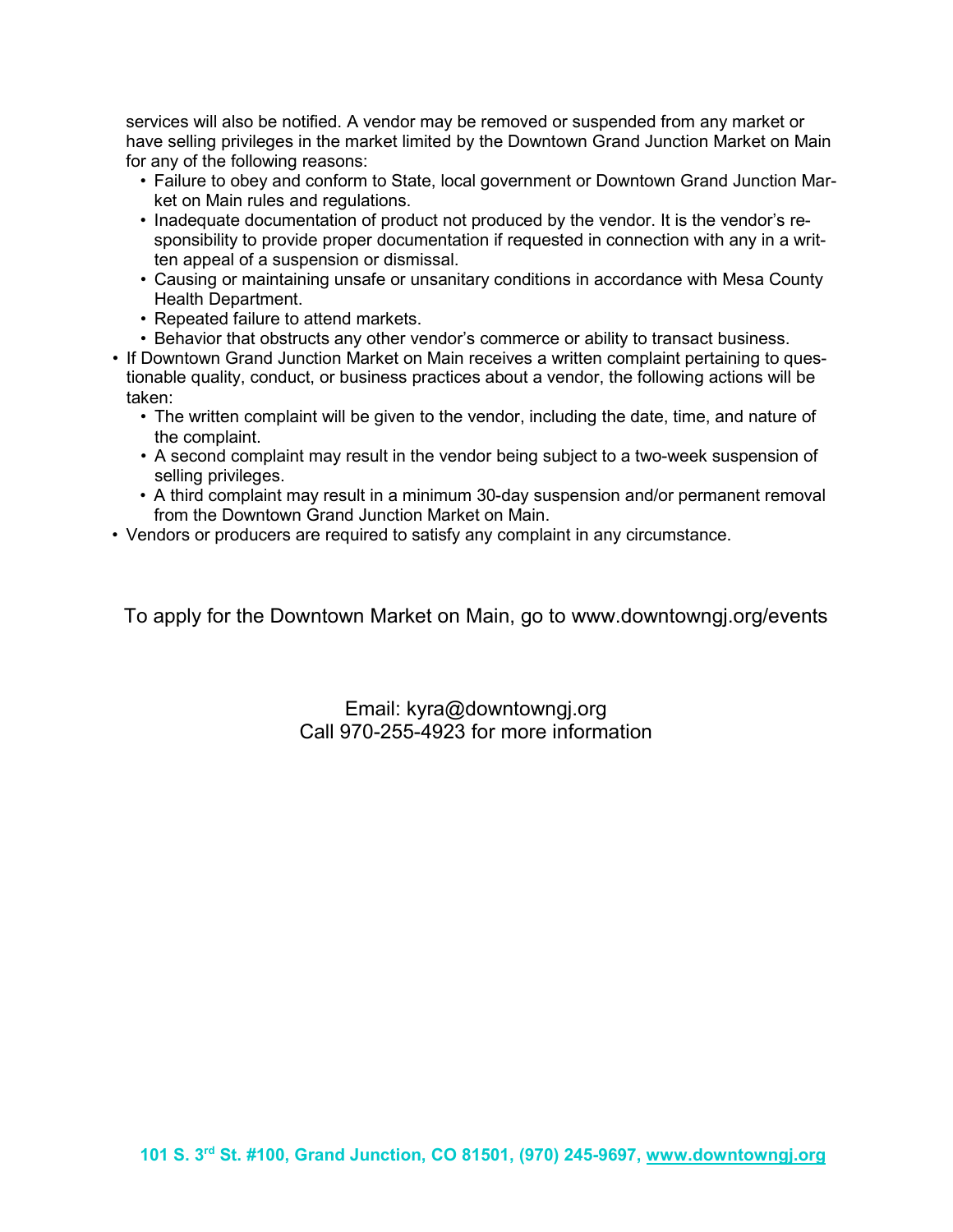services will also be notified. A vendor may be removed or suspended from any market or have selling privileges in the market limited by the Downtown Grand Junction Market on Main for any of the following reasons:

- Failure to obey and conform to State, local government or Downtown Grand Junction Market on Main rules and regulations.
- Inadequate documentation of product not produced by the vendor. It is the vendor's responsibility to provide proper documentation if requested in connection with any in a written appeal of a suspension or dismissal.
- Causing or maintaining unsafe or unsanitary conditions in accordance with Mesa County Health Department.
- Repeated failure to attend markets.
- Behavior that obstructs any other vendor's commerce or ability to transact business.

- If Downtown Grand Junction Market on Main receives a written complaint pertaining to questionable quality, conduct, or business practices about a vendor, the following actions will be taken:
  - The written complaint will be given to the vendor, including the date, time, and nature of the complaint.
  - A second complaint may result in the vendor being subject to a two-week suspension of selling privileges.
  - A third complaint may result in a minimum 30-day suspension and/or permanent removal from the Downtown Grand Junction Market on Main.
- Vendors or producers are required to satisfy any complaint in any circumstance.

To apply for the Downtown Market on Main, go to www.downtowngj.org/events

Email: kyra@downtowngj.org
Call 970-255-4923 for more information

**101 S. 3rd St. #100, Grand Junction, CO 81501, (970) 245-9697, www.downtowngj.org**